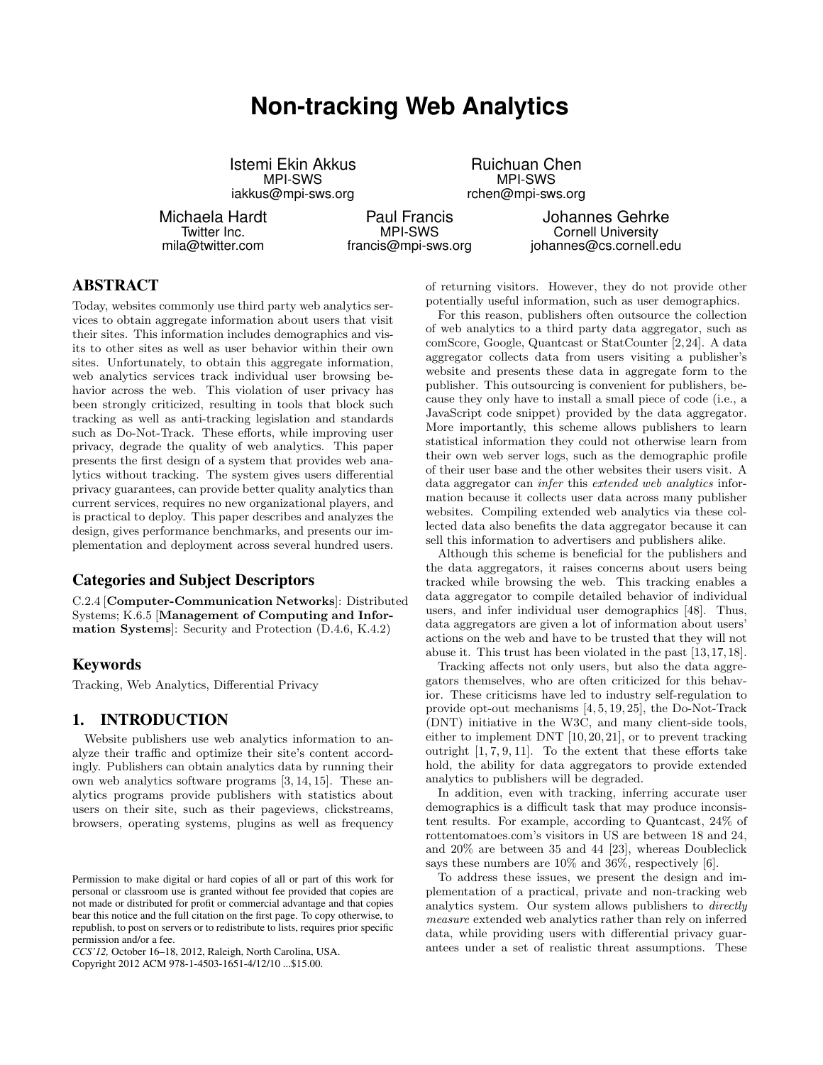# Non-tracking Web Analytics

Istemi Ekin Akkus
MPI-SWS
iakkus@mpi-sws.org

Ruichuan Chen
MPI-SWS
rchen@mpi-sws.org

Michaela Hardt
Twitter Inc.
mila@twitter.com

Paul Francis
MPI-SWS
francis@mpi-sws.org

Johannes Gehrke
Cornell University
johannes@cs.cornell.edu

## ABSTRACT

Today, websites commonly use third party web analytics services to obtain aggregate information about users that visit their sites. This information includes demographics and visits to other sites as well as user behavior within their own sites. Unfortunately, to obtain this aggregate information, web analytics services track individual user browsing behavior across the web. This violation of user privacy has been strongly criticized, resulting in tools that block such tracking as well as anti-tracking legislation and standards such as Do-Not-Track. These efforts, while improving user privacy, degrade the quality of web analytics. This paper presents the first design of a system that provides web analytics without tracking. The system gives users differential privacy guarantees, can provide better quality analytics than current services, requires no new organizational players, and is practical to deploy. This paper describes and analyzes the design, gives performance benchmarks, and presents our implementation and deployment across several hundred users.

## Categories and Subject Descriptors

C.2.4 [**Computer-Communication Networks**]: Distributed Systems; K.6.5 [**Management of Computing and Information Systems**]: Security and Protection (D.4.6, K.4.2)

## Keywords

Tracking, Web Analytics, Differential Privacy

## 1. INTRODUCTION

Website publishers use web analytics information to analyze their traffic and optimize their site's content accordingly. Publishers can obtain analytics data by running their own web analytics software programs [3, 14, 15]. These analytics programs provide publishers with statistics about users on their site, such as their pageviews, clickstreams, browsers, operating systems, plugins as well as frequency of returning visitors. However, they do not provide other potentially useful information, such as user demographics.

For this reason, publishers often outsource the collection of web analytics to a third party data aggregator, such as comScore, Google, Quantcast or StatCounter [2,24]. A data aggregator collects data from users visiting a publisher's website and presents these data in aggregate form to the publisher. This outsourcing is convenient for publishers, because they only have to install a small piece of code (i.e., a JavaScript code snippet) provided by the data aggregator. More importantly, this scheme allows publishers to learn statistical information they could not otherwise learn from their own web server logs, such as the demographic profile of their user base and the other websites their users visit. A data aggregator can *infer* this *extended web analytics* information because it collects user data across many publisher websites. Compiling extended web analytics via these collected data also benefits the data aggregator because it can sell this information to advertisers and publishers alike.

Although this scheme is beneficial for the publishers and the data aggregators, it raises concerns about users being tracked while browsing the web. This tracking enables a data aggregator to compile detailed behavior of individual users, and infer individual user demographics [48]. Thus, data aggregators are given a lot of information about users' actions on the web and have to be trusted that they will not abuse it. This trust has been violated in the past [13, 17, 18].

Tracking affects not only users, but also the data aggregators themselves, who are often criticized for this behavior. These criticisms have led to industry self-regulation to provide opt-out mechanisms [4, 5, 19, 25], the Do-Not-Track (DNT) initiative in the W3C, and many client-side tools, either to implement DNT [10, 20, 21], or to prevent tracking outright [1, 7, 9, 11]. To the extent that these efforts take hold, the ability for data aggregators to provide extended analytics to publishers will be degraded.

In addition, even with tracking, inferring accurate user demographics is a difficult task that may produce inconsistent results. For example, according to Quantcast, 24% of rottentomatoes.com's visitors in US are between 18 and 24, and 20% are between 35 and 44 [23], whereas Doubleclick says these numbers are 10% and 36%, respectively [6].

To address these issues, we present the design and implementation of a practical, private and non-tracking web analytics system. Our system allows publishers to *directly measure* extended web analytics rather than rely on inferred data, while providing users with differential privacy guarantees under a set of realistic threat assumptions. These

Permission to make digital or hard copies of all or part of this work for personal or classroom use is granted without fee provided that copies are not made or distributed for profit or commercial advantage and that copies bear this notice and the full citation on the first page. To copy otherwise, to republish, to post on servers or to redistribute to lists, requires prior specific permission and/or a fee.
*CCS'12,* October 16–18, 2012, Raleigh, North Carolina, USA.
Copyright 2012 ACM 978-1-4503-1651-4/12/10 ...$15.00.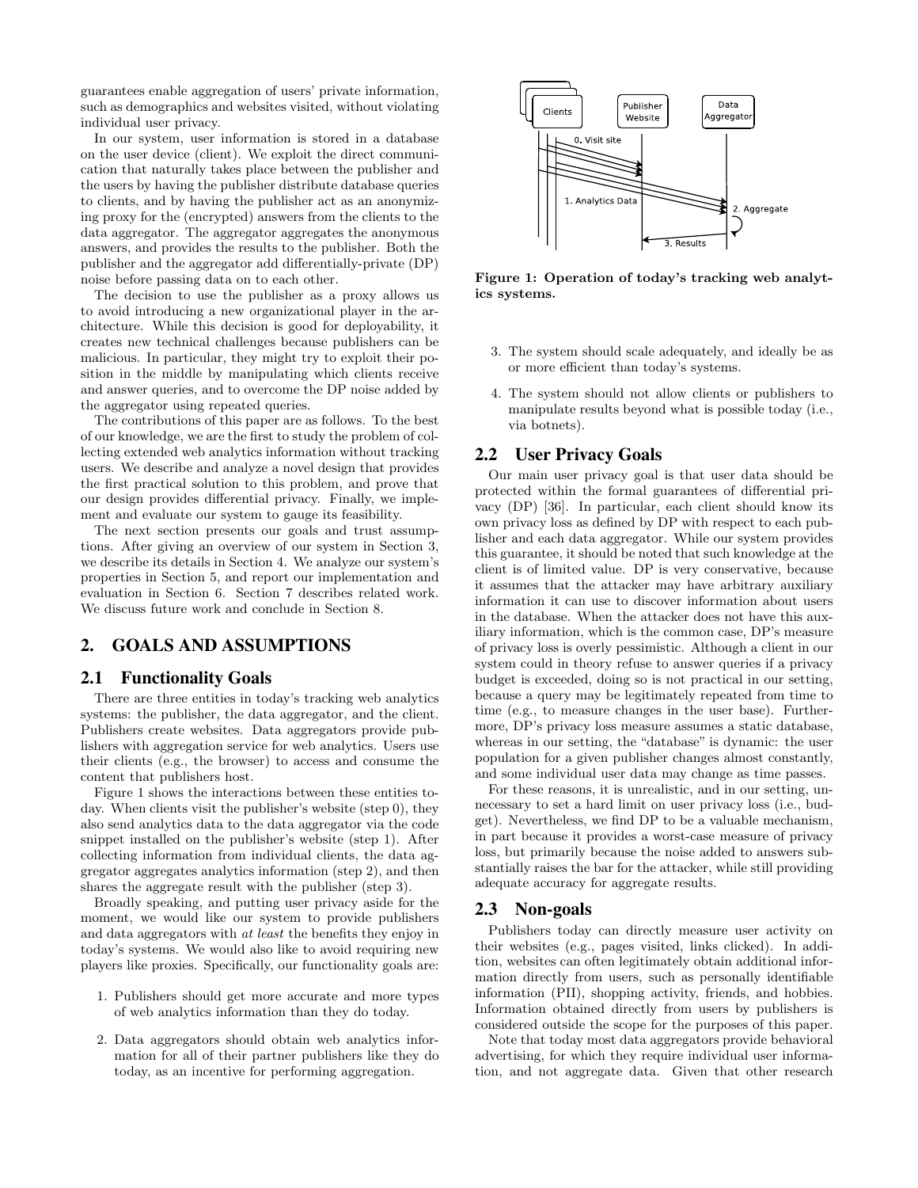guarantees enable aggregation of users' private information, such as demographics and websites visited, without violating individual user privacy.

In our system, user information is stored in a database on the user device (client). We exploit the direct communication that naturally takes place between the publisher and the users by having the publisher distribute database queries to clients, and by having the publisher act as an anonymizing proxy for the (encrypted) answers from the clients to the data aggregator. The aggregator aggregates the anonymous answers, and provides the results to the publisher. Both the publisher and the aggregator add differentially-private (DP) noise before passing data on to each other.

The decision to use the publisher as a proxy allows us to avoid introducing a new organizational player in the architecture. While this decision is good for deployability, it creates new technical challenges because publishers can be malicious. In particular, they might try to exploit their position in the middle by manipulating which clients receive and answer queries, and to overcome the DP noise added by the aggregator using repeated queries.

The contributions of this paper are as follows. To the best of our knowledge, we are the first to study the problem of collecting extended web analytics information without tracking users. We describe and analyze a novel design that provides the first practical solution to this problem, and prove that our design provides differential privacy. Finally, we implement and evaluate our system to gauge its feasibility.

The next section presents our goals and trust assumptions. After giving an overview of our system in Section 3, we describe its details in Section 4. We analyze our system's properties in Section 5, and report our implementation and evaluation in Section 6. Section 7 describes related work. We discuss future work and conclude in Section 8.

## 2. GOALS AND ASSUMPTIONS

### 2.1 Functionality Goals

There are three entities in today's tracking web analytics systems: the publisher, the data aggregator, and the client. Publishers create websites. Data aggregators provide publishers with aggregation service for web analytics. Users use their clients (e.g., the browser) to access and consume the content that publishers host.

Figure 1 shows the interactions between these entities today. When clients visit the publisher's website (step 0), they also send analytics data to the data aggregator via the code snippet installed on the publisher's website (step 1). After collecting information from individual clients, the data aggregator aggregates analytics information (step 2), and then shares the aggregate result with the publisher (step 3).

Broadly speaking, and putting user privacy aside for the moment, we would like our system to provide publishers and data aggregators with *at least* the benefits they enjoy in today's systems. We would also like to avoid requiring new players like proxies. Specifically, our functionality goals are:

1. Publishers should get more accurate and more types of web analytics information than they do today.
2. Data aggregators should obtain web analytics information for all of their partner publishers like they do today, as an incentive for performing aggregation.

**Figure 1: Operation of today's tracking web analytics systems.**

3. The system should scale adequately, and ideally be as or more efficient than today's systems.
4. The system should not allow clients or publishers to manipulate results beyond what is possible today (i.e., via botnets).

### 2.2 User Privacy Goals

Our main user privacy goal is that user data should be protected within the formal guarantees of differential privacy (DP) [36]. In particular, each client should know its own privacy loss as defined by DP with respect to each publisher and each data aggregator. While our system provides this guarantee, it should be noted that such knowledge at the client is of limited value. DP is very conservative, because it assumes that the attacker may have arbitrary auxiliary information it can use to discover information about users in the database. When the attacker does not have this auxiliary information, which is the common case, DP's measure of privacy loss is overly pessimistic. Although a client in our system could in theory refuse to answer queries if a privacy budget is exceeded, doing so is not practical in our setting, because a query may be legitimately repeated from time to time (e.g., to measure changes in the user base). Furthermore, DP's privacy loss measure assumes a static database, whereas in our setting, the "database" is dynamic: the user population for a given publisher changes almost constantly, and some individual user data may change as time passes.

For these reasons, it is unrealistic, and in our setting, unnecessary to set a hard limit on user privacy loss (i.e., budget). Nevertheless, we find DP to be a valuable mechanism, in part because it provides a worst-case measure of privacy loss, but primarily because the noise added to answers substantially raises the bar for the attacker, while still providing adequate accuracy for aggregate results.

### 2.3 Non-goals

Publishers today can directly measure user activity on their websites (e.g., pages visited, links clicked). In addition, websites can often legitimately obtain additional information directly from users, such as personally identifiable information (PII), shopping activity, friends, and hobbies. Information obtained directly from users by publishers is considered outside the scope for the purposes of this paper.

Note that today most data aggregators provide behavioral advertising, for which they require individual user information, and not aggregate data. Given that other research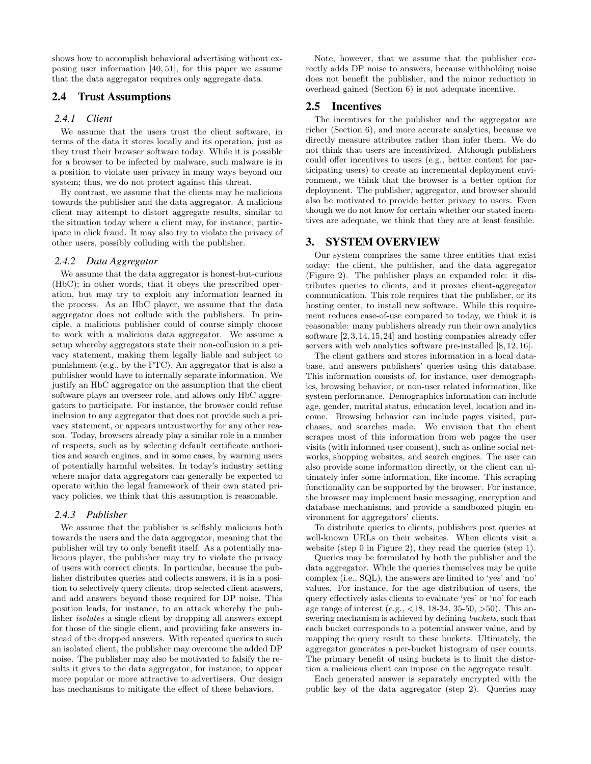shows how to accomplish behavioral advertising without exposing user information [40, 51], for this paper we assume that the data aggregator requires only aggregate data.

## 2.4 Trust Assumptions

### 2.4.1 Client

We assume that the users trust the client software, in terms of the data it stores locally and its operation, just as they trust their browser software today. While it is possible for a browser to be infected by malware, such malware is in a position to violate user privacy in many ways beyond our system; thus, we do not protect against this threat.

By contrast, we assume that the clients may be malicious towards the publisher and the data aggregator. A malicious client may attempt to distort aggregate results, similar to the situation today where a client may, for instance, participate in click fraud. It may also try to violate the privacy of other users, possibly colluding with the publisher.

### 2.4.2 Data Aggregator

We assume that the data aggregator is honest-but-curious (HbC); in other words, that it obeys the prescribed operation, but may try to exploit any information learned in the process. As an HbC player, we assume that the data aggregator does not collude with the publishers. In principle, a malicious publisher could of course simply choose to work with a malicious data aggregator. We assume a setup whereby aggregators state their non-collusion in a privacy statement, making them legally liable and subject to punishment (e.g., by the FTC). An aggregator that is also a publisher would have to internally separate information. We justify an HbC aggregator on the assumption that the client software plays an overseer role, and allows only HbC aggregators to participate. For instance, the browser could refuse inclusion to any aggregator that does not provide such a privacy statement, or appears untrustworthy for any other reason. Today, browsers already play a similar role in a number of respects, such as by selecting default certificate authorities and search engines, and in some cases, by warning users of potentially harmful websites. In today's industry setting where major data aggregators can generally be expected to operate within the legal framework of their own stated privacy policies, we think that this assumption is reasonable.

### 2.4.3 Publisher

We assume that the publisher is selfishly malicious both towards the users and the data aggregator, meaning that the publisher will try to only benefit itself. As a potentially malicious player, the publisher may try to violate the privacy of users with correct clients. In particular, because the publisher distributes queries and collects answers, it is in a position to selectively query clients, drop selected client answers, and add answers beyond those required for DP noise. This position leads, for instance, to an attack whereby the publisher *isolates* a single client by dropping all answers except for those of the single client, and providing fake answers instead of the dropped answers. With repeated queries to such an isolated client, the publisher may overcome the added DP noise. The publisher may also be motivated to falsify the results it gives to the data aggregator, for instance, to appear more popular or more attractive to advertisers. Our design has mechanisms to mitigate the effect of these behaviors.

Note, however, that we assume that the publisher correctly adds DP noise to answers, because withholding noise does not benefit the publisher, and the minor reduction in overhead gained (Section 6) is not adequate incentive.

## 2.5 Incentives

The incentives for the publisher and the aggregator are richer (Section 6), and more accurate analytics, because we directly measure attributes rather than infer them. We do not think that users are incentivized. Although publishers could offer incentives to users (e.g., better content for participating users) to create an incremental deployment environment, we think that the browser is a better option for deployment. The publisher, aggregator, and browser should also be motivated to provide better privacy to users. Even though we do not know for certain whether our stated incentives are adequate, we think that they are at least feasible.

# 3. SYSTEM OVERVIEW

Our system comprises the same three entities that exist today: the client, the publisher, and the data aggregator (Figure 2). The publisher plays an expanded role: it distributes queries to clients, and it proxies client-aggregator communication. This role requires that the publisher, or its hosting center, to install new software. While this requirement reduces ease-of-use compared to today, we think it is reasonable: many publishers already run their own analytics software [2, 3, 14, 15, 24] and hosting companies already offer servers with web analytics software pre-installed [8, 12, 16].

The client gathers and stores information in a local database, and answers publishers' queries using this database. This information consists of, for instance, user demographics, browsing behavior, or non-user related information, like system performance. Demographics information can include age, gender, marital status, education level, location and income. Browsing behavior can include pages visited, purchases, and searches made. We envision that the client scrapes most of this information from web pages the user visits (with informed user consent), such as online social networks, shopping websites, and search engines. The user can also provide some information directly, or the client can ultimately infer some information, like income. This scraping functionality can be supported by the browser. For instance, the browser may implement basic messaging, encryption and database mechanisms, and provide a sandboxed plugin environment for aggregators' clients.

To distribute queries to clients, publishers post queries at well-known URLs on their websites. When clients visit a website (step 0 in Figure 2), they read the queries (step 1).

Queries may be formulated by both the publisher and the data aggregator. While the queries themselves may be quite complex (i.e., SQL), the answers are limited to 'yes' and 'no' values. For instance, for the age distribution of users, the query effectively asks clients to evaluate 'yes' or 'no' for each age range of interest (e.g., <18, 18-34, 35-50, >50). This answering mechanism is achieved by defining *buckets*, such that each bucket corresponds to a potential answer value, and by mapping the query result to these buckets. Ultimately, the aggregator generates a per-bucket histogram of user counts. The primary benefit of using buckets is to limit the distortion a malicious client can impose on the aggregate result.

Each generated answer is separately encrypted with the public key of the data aggregator (step 2). Queries may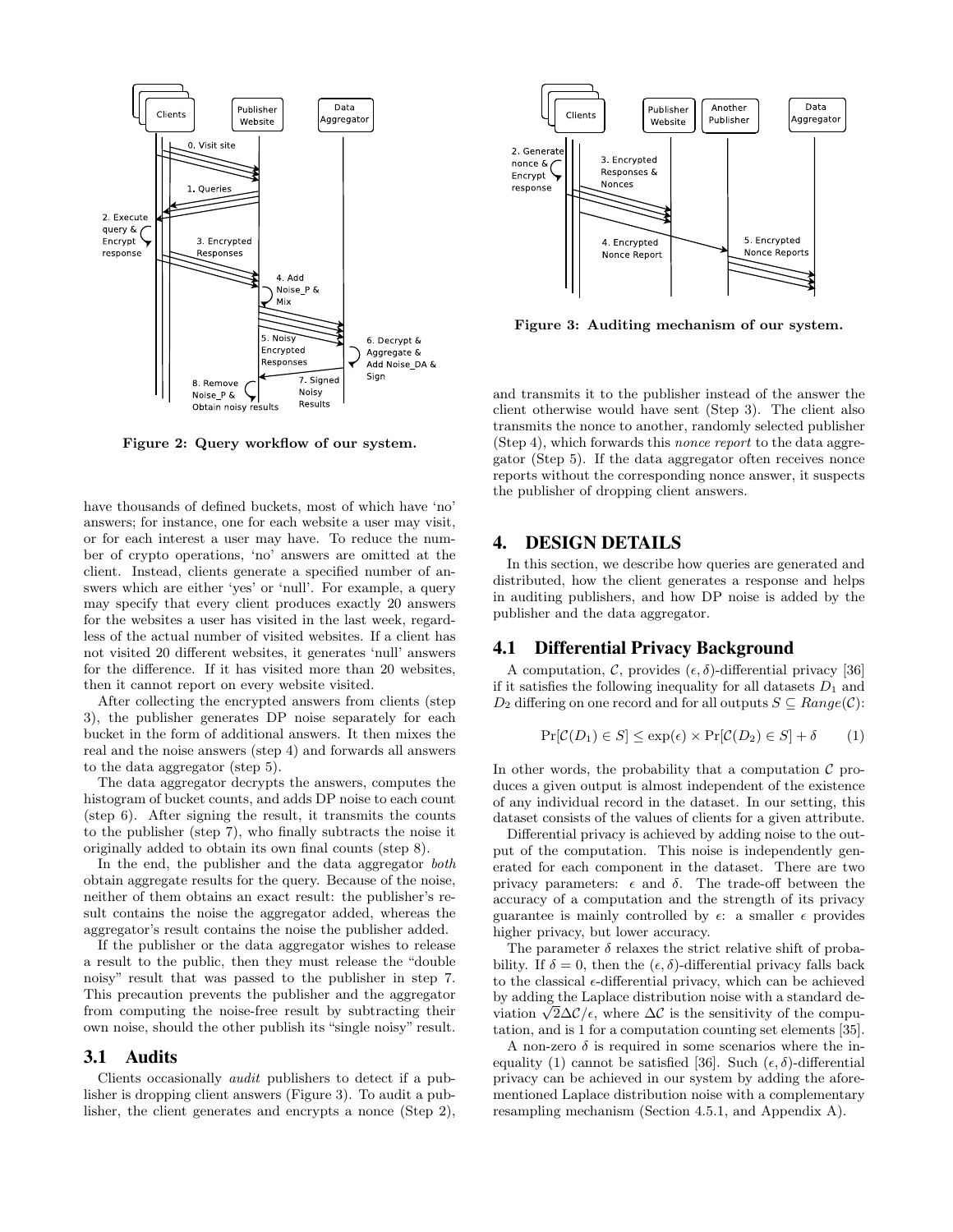Figure 2: Query workflow of our system.

have thousands of defined buckets, most of which have 'no' answers; for instance, one for each website a user may visit, or for each interest a user may have. To reduce the number of crypto operations, 'no' answers are omitted at the client. Instead, clients generate a specified number of answers which are either 'yes' or 'null'. For example, a query may specify that every client produces exactly 20 answers for the websites a user has visited in the last week, regardless of the actual number of visited websites. If a client has not visited 20 different websites, it generates 'null' answers for the difference. If it has visited more than 20 websites, then it cannot report on every website visited.

After collecting the encrypted answers from clients (step 3), the publisher generates DP noise separately for each bucket in the form of additional answers. It then mixes the real and the noise answers (step 4) and forwards all answers to the data aggregator (step 5).

The data aggregator decrypts the answers, computes the histogram of bucket counts, and adds DP noise to each count (step 6). After signing the result, it transmits the counts to the publisher (step 7), who finally subtracts the noise it originally added to obtain its own final counts (step 8).

In the end, the publisher and the data aggregator *both* obtain aggregate results for the query. Because of the noise, neither of them obtains an exact result: the publisher's result contains the noise the aggregator added, whereas the aggregator's result contains the noise the publisher added.

If the publisher or the data aggregator wishes to release a result to the public, then they must release the "double noisy" result that was passed to the publisher in step 7. This precaution prevents the publisher and the aggregator from computing the noise-free result by subtracting their own noise, should the other publish its "single noisy" result.

### 3.1 Audits

Clients occasionally *audit* publishers to detect if a publisher is dropping client answers (Figure 3). To audit a publisher, the client generates and encrypts a nonce (Step 2), and transmits it to the publisher instead of the answer the client otherwise would have sent (Step 3). The client also transmits the nonce to another, randomly selected publisher (Step 4), which forwards this *nonce report* to the data aggregator (Step 5). If the data aggregator often receives nonce reports without the corresponding nonce answer, it suspects the publisher of dropping client answers.

Figure 3: Auditing mechanism of our system.

## 4. DESIGN DETAILS

In this section, we describe how queries are generated and distributed, how the client generates a response and helps in auditing publishers, and how DP noise is added by the publisher and the data aggregator.

### 4.1 Differential Privacy Background

A computation, $\mathcal{C}$, provides $(\epsilon, \delta)$-differential privacy [36] if it satisfies the following inequality for all datasets $D_1$ and $D_2$ differing on one record and for all outputs $S \subseteq Range(\mathcal{C})$:

$$\Pr[\mathcal{C}(D_1) \in S] \leq \exp(\epsilon) \times \Pr[\mathcal{C}(D_2) \in S] + \delta \qquad (1)$$

In other words, the probability that a computation $\mathcal{C}$ produces a given output is almost independent of the existence of any individual record in the dataset. In our setting, this dataset consists of the values of clients for a given attribute.

Differential privacy is achieved by adding noise to the output of the computation. This noise is independently generated for each component in the dataset. There are two privacy parameters: $\epsilon$ and $\delta$. The trade-off between the accuracy of a computation and the strength of its privacy guarantee is mainly controlled by $\epsilon$: a smaller $\epsilon$ provides higher privacy, but lower accuracy.

The parameter $\delta$ relaxes the strict relative shift of probability. If $\delta = 0$, then the $(\epsilon, \delta)$-differential privacy falls back to the classical $\epsilon$-differential privacy, which can be achieved by adding the Laplace distribution noise with a standard deviation $\sqrt{2}\Delta\mathcal{C}/\epsilon$, where $\Delta\mathcal{C}$ is the sensitivity of the computation, and is 1 for a computation counting set elements [35].

A non-zero $\delta$ is required in some scenarios where the inequality (1) cannot be satisfied [36]. Such $(\epsilon, \delta)$-differential privacy can be achieved in our system by adding the aforementioned Laplace distribution noise with a complementary resampling mechanism (Section 4.5.1, and Appendix A).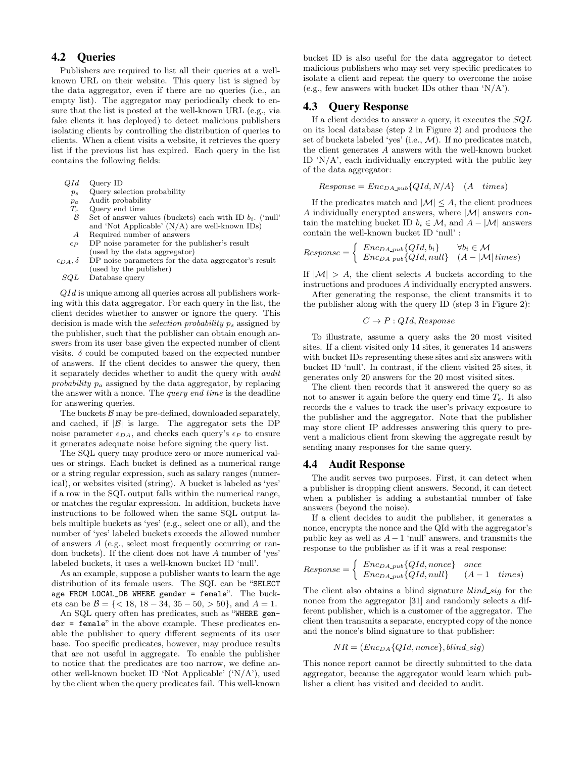## 4.2 Queries

Publishers are required to list all their queries at a well-known URL on their website. This query list is signed by the data aggregator, even if there are no queries (i.e., an empty list). The aggregator may periodically check to ensure that the list is posted at the well-known URL (e.g., via fake clients it has deployed) to detect malicious publishers isolating clients by controlling the distribution of queries to clients. When a client visits a website, it retrieves the query list if the previous list has expired. Each query in the list contains the following fields:

| | |
|---|---|
| $QId$ | Query ID |
| $p_s$ | Query selection probability |
| $p_a$ | Audit probability |
| $T_e$ | Query end time |
| $\mathcal{B}$ | Set of answer values (buckets) each with ID $b_i$. ('null' and 'Not Applicable' (N/A) are well-known IDs) |
| $A$ | Required number of answers |
| $\epsilon_P$ | DP noise parameter for the publisher's result (used by the data aggregator) |
| $\epsilon_{DA}, \delta$ | DP noise parameters for the data aggregator's result (used by the publisher) |
| $SQL$ | Database query |

$QId$ is unique among all queries across all publishers working with this data aggregator. For each query in the list, the client decides whether to answer or ignore the query. This decision is made with the *selection probability* $p_s$ assigned by the publisher, such that the publisher can obtain enough answers from its user base given the expected number of client visits. $\delta$ could be computed based on the expected number of answers. If the client decides to answer the query, then it separately decides whether to audit the query with *audit probability* $p_a$ assigned by the data aggregator, by replacing the answer with a nonce. The *query end time* is the deadline for answering queries.

The buckets $\mathcal{B}$ may be pre-defined, downloaded separately, and cached, if $|\mathcal{B}|$ is large. The aggregator sets the DP noise parameter $\epsilon_{DA}$, and checks each query's $\epsilon_P$ to ensure it generates adequate noise before signing the query list.

The SQL query may produce zero or more numerical values or strings. Each bucket is defined as a numerical range or a string regular expression, such as salary ranges (numerical), or websites visited (string). A bucket is labeled as 'yes' if a row in the SQL output falls within the numerical range, or matches the regular expression. In addition, buckets have instructions to be followed when the same SQL output labels multiple buckets as 'yes' (e.g., select one or all), and the number of 'yes' labeled buckets exceeds the allowed number of answers $A$ (e.g., select most frequently occurring or random buckets). If the client does not have $A$ number of 'yes' labeled buckets, it uses a well-known bucket ID 'null'.

As an example, suppose a publisher wants to learn the age distribution of its female users. The SQL can be "`SELECT age FROM LOCAL_DB WHERE gender = female`". The buckets can be $\mathcal{B} = \{< 18, 18-34, 35-50, > 50\}$, and $A = 1$.

An SQL query often has predicates, such as "`WHERE gender = female`" in the above example. These predicates enable the publisher to query different segments of its user base. Too specific predicates, however, may produce results that are not useful in aggregate. To enable the publisher to notice that the predicates are too narrow, we define another well-known bucket ID 'Not Applicable' ('N/A'), used by the client when the query predicates fail. This well-known bucket ID is also useful for the data aggregator to detect malicious publishers who may set very specific predicates to isolate a client and repeat the query to overcome the noise (e.g., few answers with bucket IDs other than 'N/A').

## 4.3 Query Response

If a client decides to answer a query, it executes the $SQL$ on its local database (step 2 in Figure 2) and produces the set of buckets labeled 'yes' (i.e., $\mathcal{M}$). If no predicates match, the client generates $A$ answers with the well-known bucket ID 'N/A', each individually encrypted with the public key of the data aggregator:

$$Response = Enc_{DA\_pub}\{QId, N/A\} \quad (A \quad times)$$

If the predicates match and $|\mathcal{M}| \leq A$, the client produces $A$ individually encrypted answers, where $|\mathcal{M}|$ answers contain the matching bucket ID $b_i \in \mathcal{M}$, and $A - |\mathcal{M}|$ answers contain the well-known bucket ID 'null' :

$$Response = \begin{cases} Enc_{DA\_pub}\{QId, b_i\} & \forall b_i \in \mathcal{M} \\ Enc_{DA\_pub}\{QId, null\} & (A - |\mathcal{M}|\, times) \end{cases}$$

If $|\mathcal{M}| > A$, the client selects $A$ buckets according to the instructions and produces $A$ individually encrypted answers.

After generating the response, the client transmits it to the publisher along with the query ID (step 3 in Figure 2):

$$C \rightarrow P : QId, Response$$

To illustrate, assume a query asks the 20 most visited sites. If a client visited only 14 sites, it generates 14 answers with bucket IDs representing these sites and six answers with bucket ID 'null'. In contrast, if the client visited 25 sites, it generates only 20 answers for the 20 most visited sites.

The client then records that it answered the query so as not to answer it again before the query end time $T_e$. It also records the $\epsilon$ values to track the user's privacy exposure to the publisher and the aggregator. Note that the publisher may store client IP addresses answering this query to prevent a malicious client from skewing the aggregate result by sending many responses for the same query.

## 4.4 Audit Response

The audit serves two purposes. First, it can detect when a publisher is dropping client answers. Second, it can detect when a publisher is adding a substantial number of fake answers (beyond the noise).

If a client decides to audit the publisher, it generates a nonce, encrypts the nonce and the QId with the aggregator's public key as well as $A-1$ 'null' answers, and transmits the response to the publisher as if it was a real response:

$$Response = \begin{cases} Enc_{DA\_pub}\{QId, nonce\} & once \\ Enc_{DA\_pub}\{QId, null\} & (A-1 \quad times) \end{cases}$$

The client also obtains a blind signature $blind\_sig$ for the nonce from the aggregator [31] and randomly selects a different publisher, which is a customer of the aggregator. The client then transmits a separate, encrypted copy of the nonce and the nonce's blind signature to that publisher:

$$NR = (Enc_{DA}\{QId, nonce\}, blind\_sig)$$

This nonce report cannot be directly submitted to the data aggregator, because the aggregator would learn which publisher a client has visited and decided to audit.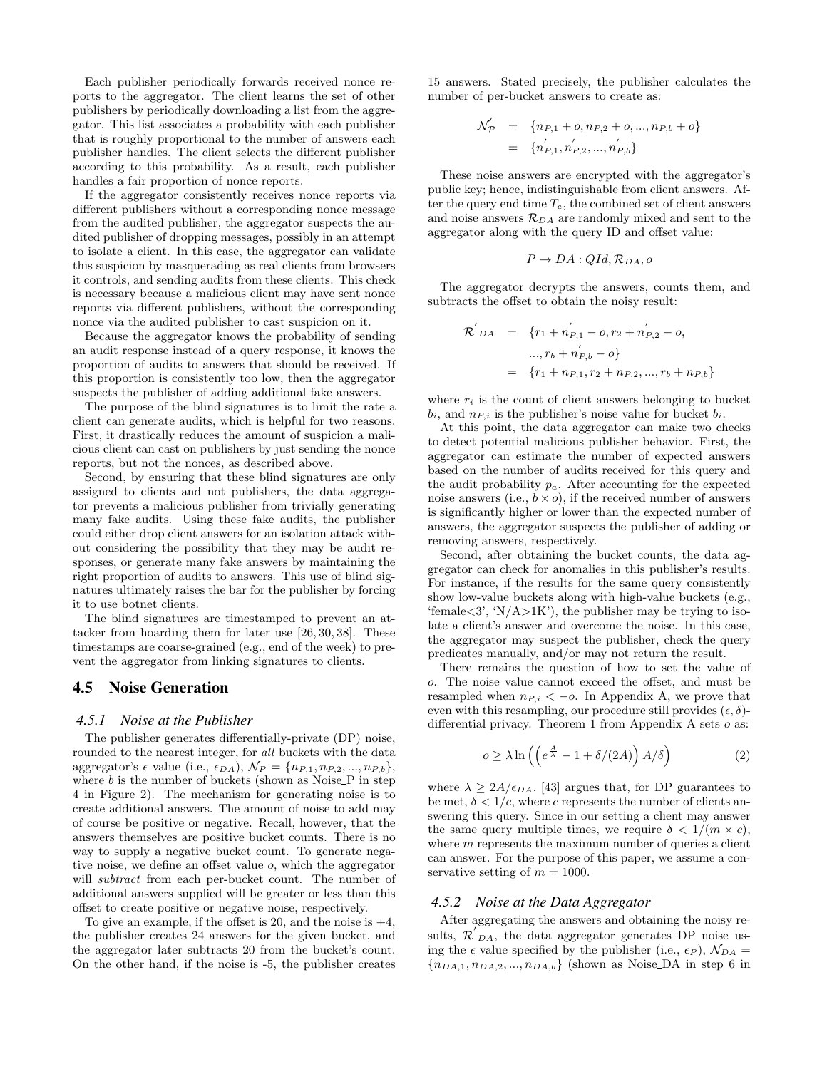Each publisher periodically forwards received nonce reports to the aggregator. The client learns the set of other publishers by periodically downloading a list from the aggregator. This list associates a probability with each publisher that is roughly proportional to the number of answers each publisher handles. The client selects the different publisher according to this probability. As a result, each publisher handles a fair proportion of nonce reports.

If the aggregator consistently receives nonce reports via different publishers without a corresponding nonce message from the audited publisher, the aggregator suspects the audited publisher of dropping messages, possibly in an attempt to isolate a client. In this case, the aggregator can validate this suspicion by masquerading as real clients from browsers it controls, and sending audits from these clients. This check is necessary because a malicious client may have sent nonce reports via different publishers, without the corresponding nonce via the audited publisher to cast suspicion on it.

Because the aggregator knows the probability of sending an audit response instead of a query response, it knows the proportion of audits to answers that should be received. If this proportion is consistently too low, then the aggregator suspects the publisher of adding additional fake answers.

The purpose of the blind signatures is to limit the rate a client can generate audits, which is helpful for two reasons. First, it drastically reduces the amount of suspicion a malicious client can cast on publishers by just sending the nonce reports, but not the nonces, as described above.

Second, by ensuring that these blind signatures are only assigned to clients and not publishers, the data aggregator prevents a malicious publisher from trivially generating many fake audits. Using these fake audits, the publisher could either drop client answers for an isolation attack without considering the possibility that they may be audit responses, or generate many fake answers by maintaining the right proportion of audits to answers. This use of blind signatures ultimately raises the bar for the publisher by forcing it to use botnet clients.

The blind signatures are timestamped to prevent an attacker from hoarding them for later use [26, 30, 38]. These timestamps are coarse-grained (e.g., end of the week) to prevent the aggregator from linking signatures to clients.

## 4.5 Noise Generation

### 4.5.1 Noise at the Publisher

The publisher generates differentially-private (DP) noise, rounded to the nearest integer, for *all* buckets with the data aggregator's $\epsilon$ value (i.e., $\epsilon_{DA}$), $\mathcal{N}_P = \{n_{P,1}, n_{P,2}, ..., n_{P,b}\}$, where $b$ is the number of buckets (shown as Noise_P in step 4 in Figure 2). The mechanism for generating noise is to create additional answers. The amount of noise to add may of course be positive or negative. Recall, however, that the answers themselves are positive bucket counts. There is no way to supply a negative bucket count. To generate negative noise, we define an offset value $o$, which the aggregator will *subtract* from each per-bucket count. The number of additional answers supplied will be greater or less than this offset to create positive or negative noise, respectively.

To give an example, if the offset is 20, and the noise is +4, the publisher creates 24 answers for the given bucket, and the aggregator later subtracts 20 from the bucket's count. On the other hand, if the noise is -5, the publisher creates 15 answers. Stated precisely, the publisher calculates the number of per-bucket answers to create as:

$$\begin{aligned}\mathcal{N}^{'}_{\mathcal{P}} &= \{n_{P,1}+o, n_{P,2}+o, ..., n_{P,b}+o\} \\ &= \{n^{'}_{P,1}, n^{'}_{P,2}, ..., n^{'}_{P,b}\}\end{aligned}$$

These noise answers are encrypted with the aggregator's public key; hence, indistinguishable from client answers. After the query end time $T_e$, the combined set of client answers and noise answers $\mathcal{R}_{DA}$ are randomly mixed and sent to the aggregator along with the query ID and offset value:

$$P \rightarrow DA : QId, \mathcal{R}_{DA}, o$$

The aggregator decrypts the answers, counts them, and subtracts the offset to obtain the noisy result:

$$\begin{aligned}\mathcal{R}^{'}{}_{DA} &= \{r_1 + n^{'}_{P,1} - o, r_2 + n^{'}_{P,2} - o, \\ &\quad ..., r_b + n^{'}_{P,b} - o\} \\ &= \{r_1 + n_{P,1}, r_2 + n_{P,2}, ..., r_b + n_{P,b}\}\end{aligned}$$

where $r_i$ is the count of client answers belonging to bucket $b_i$, and $n_{P,i}$ is the publisher's noise value for bucket $b_i$.

At this point, the data aggregator can make two checks to detect potential malicious publisher behavior. First, the aggregator can estimate the number of expected answers based on the number of audits received for this query and the audit probability $p_a$. After accounting for the expected noise answers (i.e., $b \times o$), if the received number of answers is significantly higher or lower than the expected number of answers, the aggregator suspects the publisher of adding or removing answers, respectively.

Second, after obtaining the bucket counts, the data aggregator can check for anomalies in this publisher's results. For instance, if the results for the same query consistently show low-value buckets along with high-value buckets (e.g., 'female<3', 'N/A>1K'), the publisher may be trying to isolate a client's answer and overcome the noise. In this case, the aggregator may suspect the publisher, check the query predicates manually, and/or may not return the result.

There remains the question of how to set the value of $o$. The noise value cannot exceed the offset, and must be resampled when $n_{P,i} < -o$. In Appendix A, we prove that even with this resampling, our procedure still provides $(\epsilon, \delta)$-differential privacy. Theorem 1 from Appendix A sets $o$ as:

$$o \geq \lambda \ln\left(\left(e^{\frac{A}{\lambda}} - 1 + \delta/(2A)\right) A/\delta\right) \tag{2}$$

where $\lambda \geq 2A/\epsilon_{DA}$. [43] argues that, for DP guarantees to be met, $\delta < 1/c$, where $c$ represents the number of clients answering this query. Since in our setting a client may answer the same query multiple times, we require $\delta < 1/(m \times c)$, where $m$ represents the maximum number of queries a client can answer. For the purpose of this paper, we assume a conservative setting of $m = 1000$.

### 4.5.2 Noise at the Data Aggregator

After aggregating the answers and obtaining the noisy results, $\mathcal{R}^{'}{}_{DA}$, the data aggregator generates DP noise using the $\epsilon$ value specified by the publisher (i.e., $\epsilon_P$), $\mathcal{N}_{DA} = \{n_{DA,1}, n_{DA,2}, ..., n_{DA,b}\}$ (shown as Noise_DA in step 6 in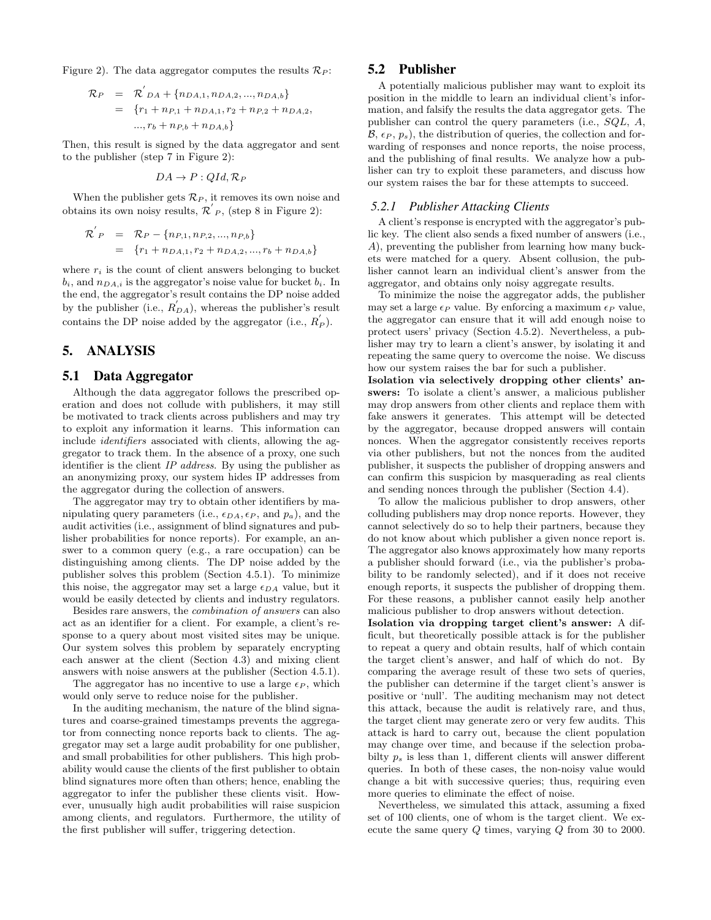Figure 2). The data aggregator computes the results $\mathcal{R}_P$:

$$\begin{aligned}\mathcal{R}_P &= \mathcal{R}'_{DA} + \{n_{DA,1}, n_{DA,2}, ..., n_{DA,b}\} \\ &= \{r_1 + n_{P,1} + n_{DA,1}, r_2 + n_{P,2} + n_{DA,2}, \\ &\quad ..., r_b + n_{P,b} + n_{DA,b}\}\end{aligned}$$

Then, this result is signed by the data aggregator and sent to the publisher (step 7 in Figure 2):

$$DA \rightarrow P : QId, \mathcal{R}_P$$

When the publisher gets $\mathcal{R}_P$, it removes its own noise and obtains its own noisy results, $\mathcal{R}'_P$, (step 8 in Figure 2):

$$\begin{aligned}\mathcal{R}'_P &= \mathcal{R}_P - \{n_{P,1}, n_{P,2}, ..., n_{P,b}\} \\ &= \{r_1 + n_{DA,1}, r_2 + n_{DA,2}, ..., r_b + n_{DA,b}\}\end{aligned}$$

where $r_i$ is the count of client answers belonging to bucket $b_i$, and $n_{DA,i}$ is the aggregator's noise value for bucket $b_i$. In the end, the aggregator's result contains the DP noise added by the publisher (i.e., $R'_{DA}$), whereas the publisher's result contains the DP noise added by the aggregator (i.e., $R'_P$).

## 5. ANALYSIS

### 5.1 Data Aggregator

Although the data aggregator follows the prescribed operation and does not collude with publishers, it may still be motivated to track clients across publishers and may try to exploit any information it learns. This information can include *identifiers* associated with clients, allowing the aggregator to track them. In the absence of a proxy, one such identifier is the client *IP address*. By using the publisher as an anonymizing proxy, our system hides IP addresses from the aggregator during the collection of answers.

The aggregator may try to obtain other identifiers by manipulating query parameters (i.e., $\epsilon_{DA}, \epsilon_P$, and $p_a$), and the audit activities (i.e., assignment of blind signatures and publisher probabilities for nonce reports). For example, an answer to a common query (e.g., a rare occupation) can be distinguishing among clients. The DP noise added by the publisher solves this problem (Section 4.5.1). To minimize this noise, the aggregator may set a large $\epsilon_{DA}$ value, but it would be easily detected by clients and industry regulators.

Besides rare answers, the *combination of answers* can also act as an identifier for a client. For example, a client's response to a query about most visited sites may be unique. Our system solves this problem by separately encrypting each answer at the client (Section 4.3) and mixing client answers with noise answers at the publisher (Section 4.5.1).

The aggregator has no incentive to use a large $\epsilon_P$, which would only serve to reduce noise for the publisher.

In the auditing mechanism, the nature of the blind signatures and coarse-grained timestamps prevents the aggregator from connecting nonce reports back to clients. The aggregator may set a large audit probability for one publisher, and small probabilities for other publishers. This high probability would cause the clients of the first publisher to obtain blind signatures more often than others; hence, enabling the aggregator to infer the publisher these clients visit. However, unusually high audit probabilities will raise suspicion among clients, and regulators. Furthermore, the utility of the first publisher will suffer, triggering detection.

### 5.2 Publisher

A potentially malicious publisher may want to exploit its position in the middle to learn an individual client's information, and falsify the results the data aggregator gets. The publisher can control the query parameters (i.e., $SQL$, $A$, $\mathcal{B}$, $\epsilon_P$, $p_s$), the distribution of queries, the collection and forwarding of responses and nonce reports, the noise process, and the publishing of final results. We analyze how a publisher can try to exploit these parameters, and discuss how our system raises the bar for these attempts to succeed.

#### 5.2.1 Publisher Attacking Clients

A client's response is encrypted with the aggregator's public key. The client also sends a fixed number of answers (i.e., $A$), preventing the publisher from learning how many buckets were matched for a query. Absent collusion, the publisher cannot learn an individual client's answer from the aggregator, and obtains only noisy aggregate results.

To minimize the noise the aggregator adds, the publisher may set a large $\epsilon_P$ value. By enforcing a maximum $\epsilon_P$ value, the aggregator can ensure that it will add enough noise to protect users' privacy (Section 4.5.2). Nevertheless, a publisher may try to learn a client's answer, by isolating it and repeating the same query to overcome the noise. We discuss how our system raises the bar for such a publisher.

**Isolation via selectively dropping other clients' answers:** To isolate a client's answer, a malicious publisher may drop answers from other clients and replace them with fake answers it generates. This attempt will be detected by the aggregator, because dropped answers will contain nonces. When the aggregator consistently receives reports via other publishers, but not the nonces from the audited publisher, it suspects the publisher of dropping answers and can confirm this suspicion by masquerading as real clients and sending nonces through the publisher (Section 4.4).

To allow the malicious publisher to drop answers, other colluding publishers may drop nonce reports. However, they cannot selectively do so to help their partners, because they do not know about which publisher a given nonce report is. The aggregator also knows approximately how many reports a publisher should forward (i.e., via the publisher's probability to be randomly selected), and if it does not receive enough reports, it suspects the publisher of dropping them. For these reasons, a publisher cannot easily help another malicious publisher to drop answers without detection.

**Isolation via dropping target client's answer:** A difficult, but theoretically possible attack is for the publisher to repeat a query and obtain results, half of which contain the target client's answer, and half of which do not. By comparing the average result of these two sets of queries, the publisher can determine if the target client's answer is positive or 'null'. The auditing mechanism may not detect this attack, because the audit is relatively rare, and thus, the target client may generate zero or very few audits. This attack is hard to carry out, because the client population may change over time, and because if the selection probabilty $p_s$ is less than 1, different clients will answer different queries. In both of these cases, the non-noisy value would change a bit with successive queries; thus, requiring even more queries to eliminate the effect of noise.

Nevertheless, we simulated this attack, assuming a fixed set of 100 clients, one of whom is the target client. We execute the same query $Q$ times, varying $Q$ from 30 to 2000.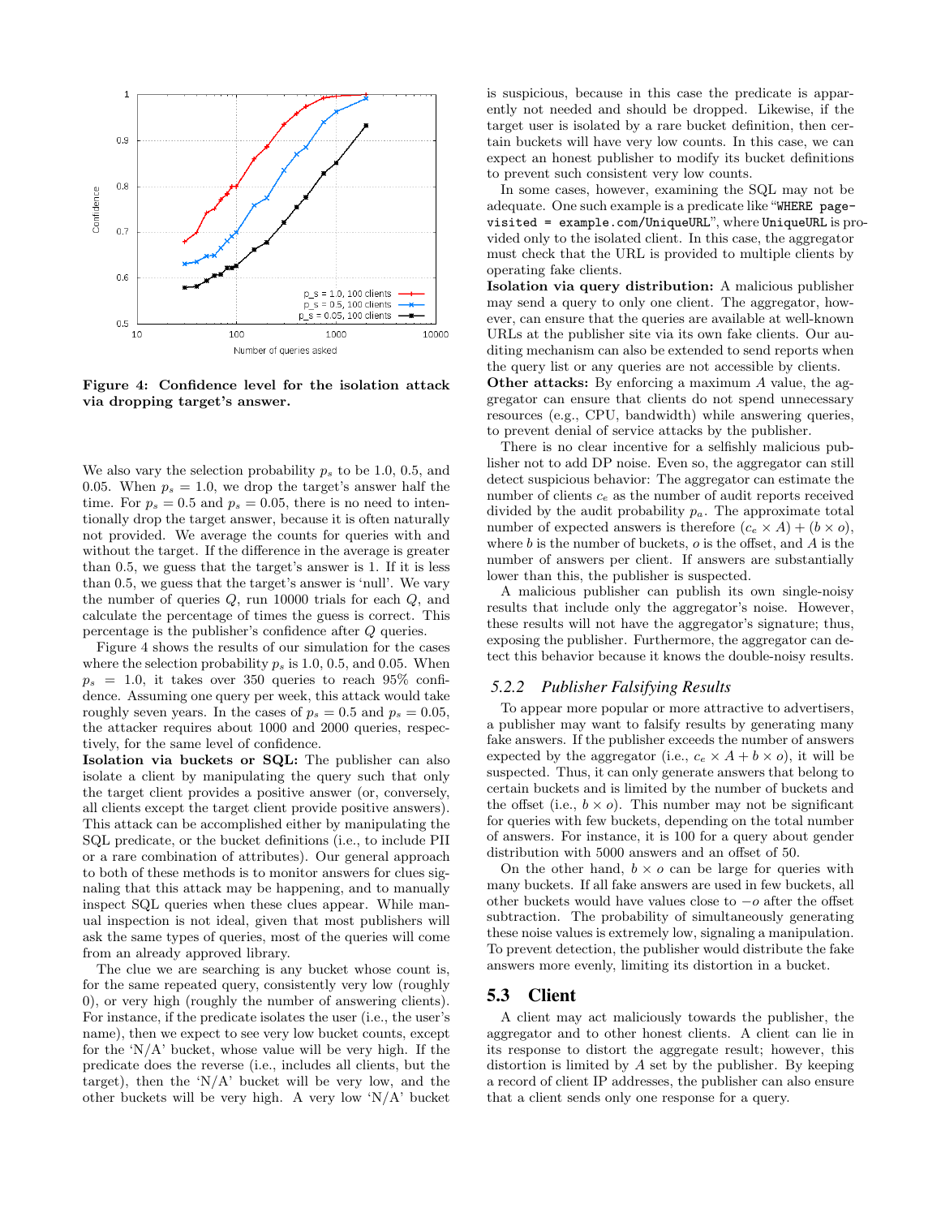**Figure 4: Confidence level for the isolation attack via dropping target's answer.**

We also vary the selection probability $p_s$ to be 1.0, 0.5, and 0.05. When $p_s = 1.0$, we drop the target's answer half the time. For $p_s = 0.5$ and $p_s = 0.05$, there is no need to intentionally drop the target answer, because it is often naturally not provided. We average the counts for queries with and without the target. If the difference in the average is greater than 0.5, we guess that the target's answer is 1. If it is less than 0.5, we guess that the target's answer is 'null'. We vary the number of queries $Q$, run 10000 trials for each $Q$, and calculate the percentage of times the guess is correct. This percentage is the publisher's confidence after $Q$ queries.

Figure 4 shows the results of our simulation for the cases where the selection probability $p_s$ is 1.0, 0.5, and 0.05. When $p_s = 1.0$, it takes over 350 queries to reach 95% confidence. Assuming one query per week, this attack would take roughly seven years. In the cases of $p_s = 0.5$ and $p_s = 0.05$, the attacker requires about 1000 and 2000 queries, respectively, for the same level of confidence.

**Isolation via buckets or SQL:** The publisher can also isolate a client by manipulating the query such that only the target client provides a positive answer (or, conversely, all clients except the target client provide positive answers). This attack can be accomplished either by manipulating the SQL predicate, or the bucket definitions (i.e., to include PII or a rare combination of attributes). Our general approach to both of these methods is to monitor answers for clues signaling that this attack may be happening, and to manually inspect SQL queries when these clues appear. While manual inspection is not ideal, given that most publishers will ask the same types of queries, most of the queries will come from an already approved library.

The clue we are searching is any bucket whose count is, for the same repeated query, consistently very low (roughly 0), or very high (roughly the number of answering clients). For instance, if the predicate isolates the user (i.e., the user's name), then we expect to see very low bucket counts, except for the 'N/A' bucket, whose value will be very high. If the predicate does the reverse (i.e., includes all clients, but the target), then the 'N/A' bucket will be very low, and the other buckets will be very high. A very low 'N/A' bucket is suspicious, because in this case the predicate is apparently not needed and should be dropped. Likewise, if the target user is isolated by a rare bucket definition, then certain buckets will have very low counts. In this case, we can expect an honest publisher to modify its bucket definitions to prevent such consistent very low counts.

In some cases, however, examining the SQL may not be adequate. One such example is a predicate like "`WHERE page-visited = example.com/UniqueURL`", where `UniqueURL` is provided only to the isolated client. In this case, the aggregator must check that the URL is provided to multiple clients by operating fake clients.

**Isolation via query distribution:** A malicious publisher may send a query to only one client. The aggregator, however, can ensure that the queries are available at well-known URLs at the publisher site via its own fake clients. Our auditing mechanism can also be extended to send reports when the query list or any queries are not accessible by clients.

**Other attacks:** By enforcing a maximum $A$ value, the aggregator can ensure that clients do not spend unnecessary resources (e.g., CPU, bandwidth) while answering queries, to prevent denial of service attacks by the publisher.

There is no clear incentive for a selfishly malicious publisher not to add DP noise. Even so, the aggregator can still detect suspicious behavior: The aggregator can estimate the number of clients $c_e$ as the number of audit reports received divided by the audit probability $p_a$. The approximate total number of expected answers is therefore $(c_e \times A) + (b \times o)$, where $b$ is the number of buckets, $o$ is the offset, and $A$ is the number of answers per client. If answers are substantially lower than this, the publisher is suspected.

A malicious publisher can publish its own single-noisy results that include only the aggregator's noise. However, these results will not have the aggregator's signature; thus, exposing the publisher. Furthermore, the aggregator can detect this behavior because it knows the double-noisy results.

### 5.2.2 *Publisher Falsifying Results*

To appear more popular or more attractive to advertisers, a publisher may want to falsify results by generating many fake answers. If the publisher exceeds the number of answers expected by the aggregator (i.e., $c_e \times A + b \times o$), it will be suspected. Thus, it can only generate answers that belong to certain buckets and is limited by the number of buckets and the offset (i.e., $b \times o$). This number may not be significant for queries with few buckets, depending on the total number of answers. For instance, it is 100 for a query about gender distribution with 5000 answers and an offset of 50.

On the other hand, $b \times o$ can be large for queries with many buckets. If all fake answers are used in few buckets, all other buckets would have values close to $-o$ after the offset subtraction. The probability of simultaneously generating these noise values is extremely low, signaling a manipulation. To prevent detection, the publisher would distribute the fake answers more evenly, limiting its distortion in a bucket.

## 5.3 Client

A client may act maliciously towards the publisher, the aggregator and to other honest clients. A client can lie in its response to distort the aggregate result; however, this distortion is limited by $A$ set by the publisher. By keeping a record of client IP addresses, the publisher can also ensure that a client sends only one response for a query.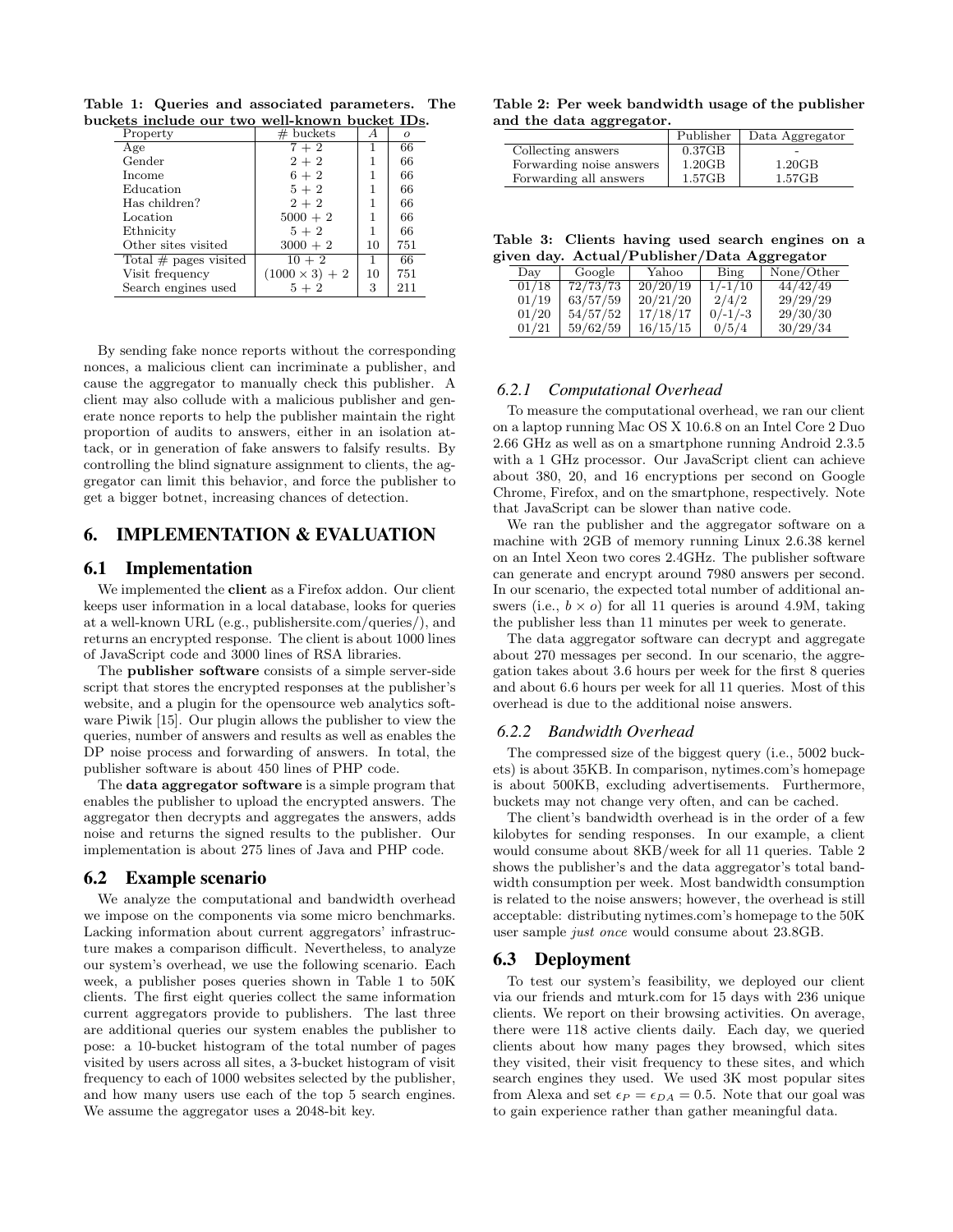**Table 1: Queries and associated parameters. The buckets include our two well-known bucket IDs.**

| Property | # buckets | $A$ | $o$ |
|---|---|---|---|
| Age | 7 + 2 | 1 | 66 |
| Gender | 2 + 2 | 1 | 66 |
| Income | 6 + 2 | 1 | 66 |
| Education | 5 + 2 | 1 | 66 |
| Has children? | 2 + 2 | 1 | 66 |
| Location | 5000 + 2 | 1 | 66 |
| Ethnicity | 5 + 2 | 1 | 66 |
| Other sites visited | 3000 + 2 | 10 | 751 |
| Total # pages visited | 10 + 2 | 1 | 66 |
| Visit frequency | $(1000 \times 3) + 2$ | 10 | 751 |
| Search engines used | 5 + 2 | 3 | 211 |

By sending fake nonce reports without the corresponding nonces, a malicious client can incriminate a publisher, and cause the aggregator to manually check this publisher. A client may also collude with a malicious publisher and generate nonce reports to help the publisher maintain the right proportion of audits to answers, either in an isolation attack, or in generation of fake answers to falsify results. By controlling the blind signature assignment to clients, the aggregator can limit this behavior, and force the publisher to get a bigger botnet, increasing chances of detection.

## 6. IMPLEMENTATION & EVALUATION

### 6.1 Implementation

We implemented the **client** as a Firefox addon. Our client keeps user information in a local database, looks for queries at a well-known URL (e.g., publishersite.com/queries/), and returns an encrypted response. The client is about 1000 lines of JavaScript code and 3000 lines of RSA libraries.

The **publisher software** consists of a simple server-side script that stores the encrypted responses at the publisher's website, and a plugin for the opensource web analytics software Piwik [15]. Our plugin allows the publisher to view the queries, number of answers and results as well as enables the DP noise process and forwarding of answers. In total, the publisher software is about 450 lines of PHP code.

The **data aggregator software** is a simple program that enables the publisher to upload the encrypted answers. The aggregator then decrypts and aggregates the answers, adds noise and returns the signed results to the publisher. Our implementation is about 275 lines of Java and PHP code.

### 6.2 Example scenario

We analyze the computational and bandwidth overhead we impose on the components via some micro benchmarks. Lacking information about current aggregators' infrastructure makes a comparison difficult. Nevertheless, to analyze our system's overhead, we use the following scenario. Each week, a publisher poses queries shown in Table 1 to 50K clients. The first eight queries collect the same information current aggregators provide to publishers. The last three are additional queries our system enables the publisher to pose: a 10-bucket histogram of the total number of pages visited by users across all sites, a 3-bucket histogram of visit frequency to each of 1000 websites selected by the publisher, and how many users use each of the top 5 search engines. We assume the aggregator uses a 2048-bit key.

**Table 2: Per week bandwidth usage of the publisher and the data aggregator.**

| | Publisher | Data Aggregator |
|---|---|---|
| Collecting answers | 0.37GB | - |
| Forwarding noise answers | 1.20GB | 1.20GB |
| Forwarding all answers | 1.57GB | 1.57GB |

**Table 3: Clients having used search engines on a given day. Actual/Publisher/Data Aggregator**

| Day | Google | Yahoo | Bing | None/Other |
|---|---|---|---|---|
| 01/18 | 72/73/73 | 20/20/19 | 1/-1/10 | 44/42/49 |
| 01/19 | 63/57/59 | 20/21/20 | 2/4/2 | 29/29/29 |
| 01/20 | 54/57/52 | 17/18/17 | 0/-1/-3 | 29/30/30 |
| 01/21 | 59/62/59 | 16/15/15 | 0/5/4 | 30/29/34 |

#### 6.2.1 Computational Overhead

To measure the computational overhead, we ran our client on a laptop running Mac OS X 10.6.8 on an Intel Core 2 Duo 2.66 GHz as well as on a smartphone running Android 2.3.5 with a 1 GHz processor. Our JavaScript client can achieve about 380, 20, and 16 encryptions per second on Google Chrome, Firefox, and on the smartphone, respectively. Note that JavaScript can be slower than native code.

We ran the publisher and the aggregator software on a machine with 2GB of memory running Linux 2.6.38 kernel on an Intel Xeon two cores 2.4GHz. The publisher software can generate and encrypt around 7980 answers per second. In our scenario, the expected total number of additional answers (i.e., $b \times o$) for all 11 queries is around 4.9M, taking the publisher less than 11 minutes per week to generate.

The data aggregator software can decrypt and aggregate about 270 messages per second. In our scenario, the aggregation takes about 3.6 hours per week for the first 8 queries and about 6.6 hours per week for all 11 queries. Most of this overhead is due to the additional noise answers.

#### 6.2.2 Bandwidth Overhead

The compressed size of the biggest query (i.e., 5002 buckets) is about 35KB. In comparison, nytimes.com's homepage is about 500KB, excluding advertisements. Furthermore, buckets may not change very often, and can be cached.

The client's bandwidth overhead is in the order of a few kilobytes for sending responses. In our example, a client would consume about 8KB/week for all 11 queries. Table 2 shows the publisher's and the data aggregator's total bandwidth consumption per week. Most bandwidth consumption is related to the noise answers; however, the overhead is still acceptable: distributing nytimes.com's homepage to the 50K user sample *just once* would consume about 23.8GB.

### 6.3 Deployment

To test our system's feasibility, we deployed our client via our friends and mturk.com for 15 days with 236 unique clients. We report on their browsing activities. On average, there were 118 active clients daily. Each day, we queried clients about how many pages they browsed, which sites they visited, their visit frequency to these sites, and which search engines they used. We used 3K most popular sites from Alexa and set $\epsilon_P = \epsilon_{DA} = 0.5$. Note that our goal was to gain experience rather than gather meaningful data.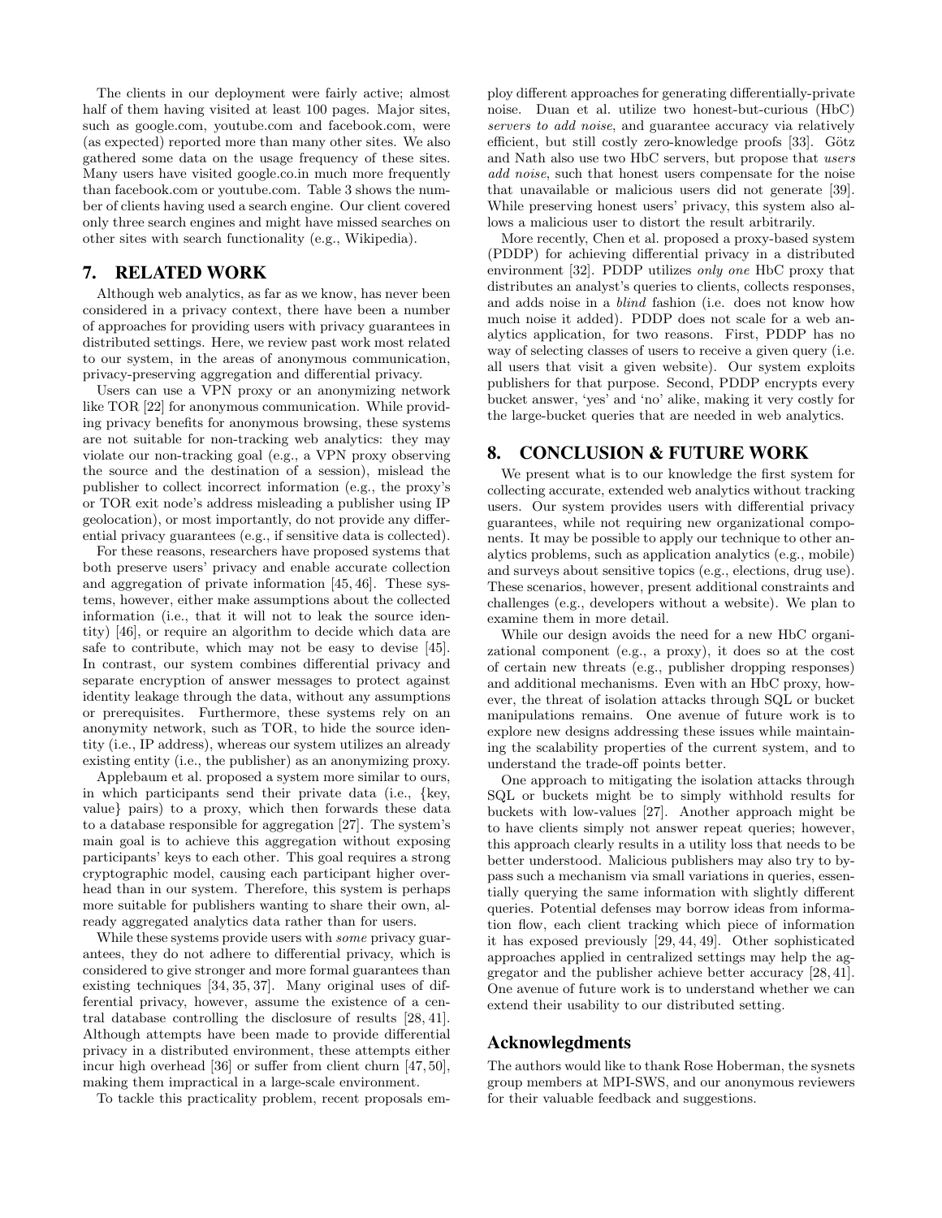The clients in our deployment were fairly active; almost half of them having visited at least 100 pages. Major sites, such as google.com, youtube.com and facebook.com, were (as expected) reported more than many other sites. We also gathered some data on the usage frequency of these sites. Many users have visited google.co.in much more frequently than facebook.com or youtube.com. Table 3 shows the number of clients having used a search engine. Our client covered only three search engines and might have missed searches on other sites with search functionality (e.g., Wikipedia).

## 7. RELATED WORK

Although web analytics, as far as we know, has never been considered in a privacy context, there have been a number of approaches for providing users with privacy guarantees in distributed settings. Here, we review past work most related to our system, in the areas of anonymous communication, privacy-preserving aggregation and differential privacy.

Users can use a VPN proxy or an anonymizing network like TOR [22] for anonymous communication. While providing privacy benefits for anonymous browsing, these systems are not suitable for non-tracking web analytics: they may violate our non-tracking goal (e.g., a VPN proxy observing the source and the destination of a session), mislead the publisher to collect incorrect information (e.g., the proxy's or TOR exit node's address misleading a publisher using IP geolocation), or most importantly, do not provide any differential privacy guarantees (e.g., if sensitive data is collected).

For these reasons, researchers have proposed systems that both preserve users' privacy and enable accurate collection and aggregation of private information [45, 46]. These systems, however, either make assumptions about the collected information (i.e., that it will not to leak the source identity) [46], or require an algorithm to decide which data are safe to contribute, which may not be easy to devise [45]. In contrast, our system combines differential privacy and separate encryption of answer messages to protect against identity leakage through the data, without any assumptions or prerequisites. Furthermore, these systems rely on an anonymity network, such as TOR, to hide the source identity (i.e., IP address), whereas our system utilizes an already existing entity (i.e., the publisher) as an anonymizing proxy.

Applebaum et al. proposed a system more similar to ours, in which participants send their private data (i.e., {key, value} pairs) to a proxy, which then forwards these data to a database responsible for aggregation [27]. The system's main goal is to achieve this aggregation without exposing participants' keys to each other. This goal requires a strong cryptographic model, causing each participant higher overhead than in our system. Therefore, this system is perhaps more suitable for publishers wanting to share their own, already aggregated analytics data rather than for users.

While these systems provide users with *some* privacy guarantees, they do not adhere to differential privacy, which is considered to give stronger and more formal guarantees than existing techniques [34, 35, 37]. Many original uses of differential privacy, however, assume the existence of a central database controlling the disclosure of results [28, 41]. Although attempts have been made to provide differential privacy in a distributed environment, these attempts either incur high overhead [36] or suffer from client churn [47, 50], making them impractical in a large-scale environment.

To tackle this practicality problem, recent proposals employ different approaches for generating differentially-private noise. Duan et al. utilize two honest-but-curious (HbC) *servers to add noise*, and guarantee accuracy via relatively efficient, but still costly zero-knowledge proofs [33]. Götz and Nath also use two HbC servers, but propose that *users add noise*, such that honest users compensate for the noise that unavailable or malicious users did not generate [39]. While preserving honest users' privacy, this system also allows a malicious user to distort the result arbitrarily.

More recently, Chen et al. proposed a proxy-based system (PDDP) for achieving differential privacy in a distributed environment [32]. PDDP utilizes *only one* HbC proxy that distributes an analyst's queries to clients, collects responses, and adds noise in a *blind* fashion (i.e. does not know how much noise it added). PDDP does not scale for a web analytics application, for two reasons. First, PDDP has no way of selecting classes of users to receive a given query (i.e. all users that visit a given website). Our system exploits publishers for that purpose. Second, PDDP encrypts every bucket answer, 'yes' and 'no' alike, making it very costly for the large-bucket queries that are needed in web analytics.

## 8. CONCLUSION & FUTURE WORK

We present what is to our knowledge the first system for collecting accurate, extended web analytics without tracking users. Our system provides users with differential privacy guarantees, while not requiring new organizational components. It may be possible to apply our technique to other analytics problems, such as application analytics (e.g., mobile) and surveys about sensitive topics (e.g., elections, drug use). These scenarios, however, present additional constraints and challenges (e.g., developers without a website). We plan to examine them in more detail.

While our design avoids the need for a new HbC organizational component (e.g., a proxy), it does so at the cost of certain new threats (e.g., publisher dropping responses) and additional mechanisms. Even with an HbC proxy, however, the threat of isolation attacks through SQL or bucket manipulations remains. One avenue of future work is to explore new designs addressing these issues while maintaining the scalability properties of the current system, and to understand the trade-off points better.

One approach to mitigating the isolation attacks through SQL or buckets might be to simply withhold results for buckets with low-values [27]. Another approach might be to have clients simply not answer repeat queries; however, this approach clearly results in a utility loss that needs to be better understood. Malicious publishers may also try to bypass such a mechanism via small variations in queries, essentially querying the same information with slightly different queries. Potential defenses may borrow ideas from information flow, each client tracking which piece of information it has exposed previously [29, 44, 49]. Other sophisticated approaches applied in centralized settings may help the aggregator and the publisher achieve better accuracy [28, 41]. One avenue of future work is to understand whether we can extend their usability to our distributed setting.

## Acknowlegdments

The authors would like to thank Rose Hoberman, the sysnets group members at MPI-SWS, and our anonymous reviewers for their valuable feedback and suggestions.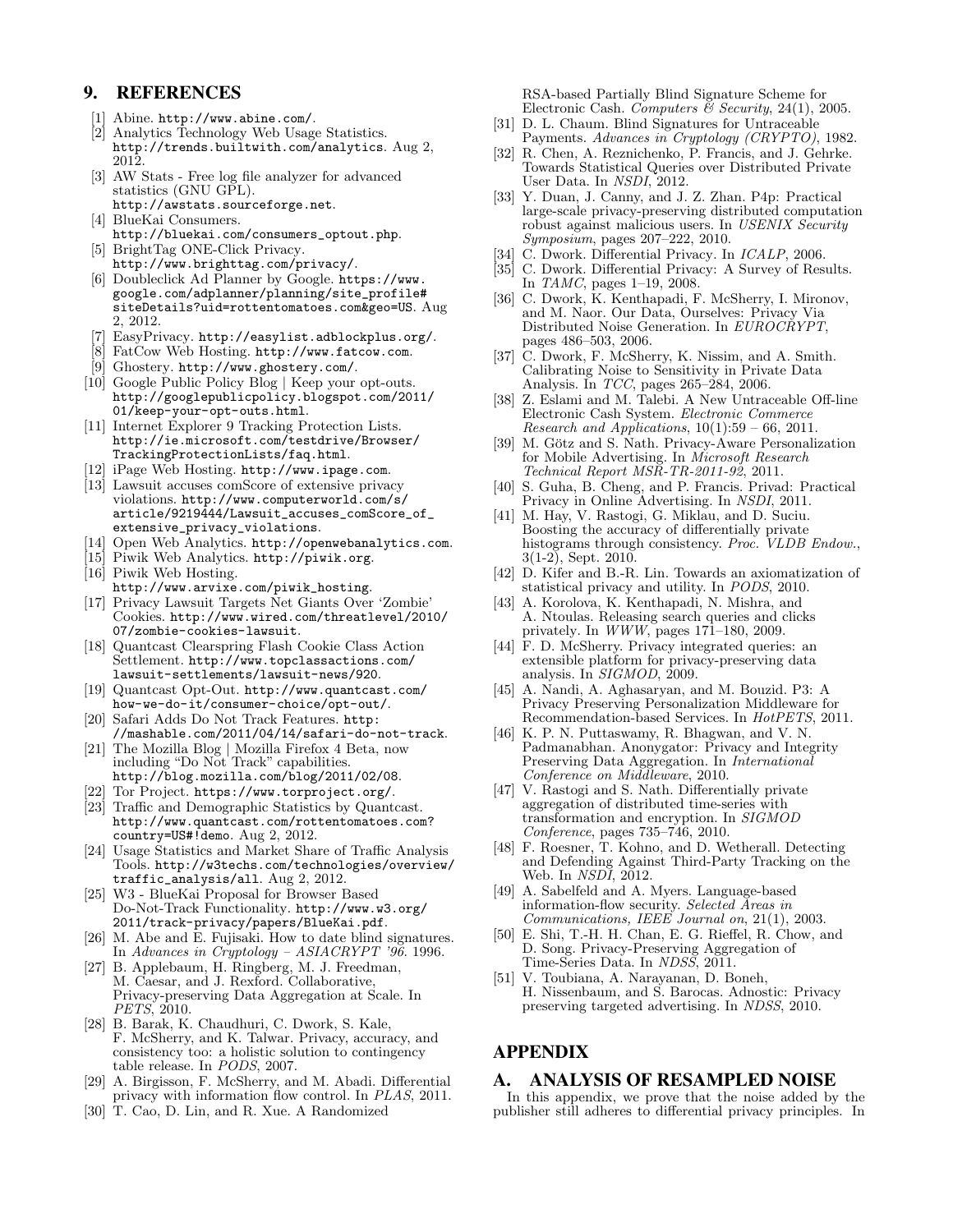## 9. REFERENCES

[1] Abine. http://www.abine.com/.

[2] Analytics Technology Web Usage Statistics. http://trends.builtwith.com/analytics. Aug 2, 2012.

[3] AW Stats - Free log file analyzer for advanced statistics (GNU GPL). http://awstats.sourceforge.net.

[4] BlueKai Consumers. http://bluekai.com/consumers_optout.php.

[5] BrightTag ONE-Click Privacy. http://www.brighttag.com/privacy/.

[6] Doubleclick Ad Planner by Google. https://www.google.com/adplanner/planning/site_profile#siteDetails?uid=rottentomatoes.com&geo=US. Aug 2, 2012.

[7] EasyPrivacy. http://easylist.adblockplus.org/.

[8] FatCow Web Hosting. http://www.fatcow.com.

[9] Ghostery. http://www.ghostery.com/.

[10] Google Public Policy Blog | Keep your opt-outs. http://googlepublicpolicy.blogspot.com/2011/01/keep-your-opt-outs.html.

[11] Internet Explorer 9 Tracking Protection Lists. http://ie.microsoft.com/testdrive/Browser/TrackingProtectionLists/faq.html.

[12] iPage Web Hosting. http://www.ipage.com.

[13] Lawsuit accuses comScore of extensive privacy violations. http://www.computerworld.com/s/article/9219444/Lawsuit_accuses_comScore_of_extensive_privacy_violations.

[14] Open Web Analytics. http://openwebanalytics.com.

[15] Piwik Web Analytics. http://piwik.org.

[16] Piwik Web Hosting. http://www.arvixe.com/piwik_hosting.

[17] Privacy Lawsuit Targets Net Giants Over 'Zombie' Cookies. http://www.wired.com/threatlevel/2010/07/zombie-cookies-lawsuit.

[18] Quantcast Clearspring Flash Cookie Class Action Settlement. http://www.topclassactions.com/lawsuit-settlements/lawsuit-news/920.

[19] Quantcast Opt-Out. http://www.quantcast.com/how-we-do-it/consumer-choice/opt-out/.

[20] Safari Adds Do Not Track Features. http://mashable.com/2011/04/14/safari-do-not-track.

[21] The Mozilla Blog | Mozilla Firefox 4 Beta, now including "Do Not Track" capabilities. http://blog.mozilla.com/blog/2011/02/08.

[22] Tor Project. https://www.torproject.org/.

[23] Traffic and Demographic Statistics by Quantcast. http://www.quantcast.com/rottentomatoes.com?country=US#!demo. Aug 2, 2012.

[24] Usage Statistics and Market Share of Traffic Analysis Tools. http://w3techs.com/technologies/overview/traffic_analysis/all. Aug 2, 2012.

[25] W3 - BlueKai Proposal for Browser Based Do-Not-Track Functionality. http://www.w3.org/2011/track-privacy/papers/BlueKai.pdf.

[26] M. Abe and E. Fujisaki. How to date blind signatures. In *Advances in Cryptology – ASIACRYPT '96*. 1996.

[27] B. Applebaum, H. Ringberg, M. J. Freedman, M. Caesar, and J. Rexford. Collaborative, Privacy-preserving Data Aggregation at Scale. In *PETS*, 2010.

[28] B. Barak, K. Chaudhuri, C. Dwork, S. Kale, F. McSherry, and K. Talwar. Privacy, accuracy, and consistency too: a holistic solution to contingency table release. In *PODS*, 2007.

[29] A. Birgisson, F. McSherry, and M. Abadi. Differential privacy with information flow control. In *PLAS*, 2011.

[30] T. Cao, D. Lin, and R. Xue. A Randomized RSA-based Partially Blind Signature Scheme for Electronic Cash. *Computers & Security*, 24(1), 2005.

[31] D. L. Chaum. Blind Signatures for Untraceable Payments. *Advances in Cryptology (CRYPTO)*, 1982.

[32] R. Chen, A. Reznichenko, P. Francis, and J. Gehrke. Towards Statistical Queries over Distributed Private User Data. In *NSDI*, 2012.

[33] Y. Duan, J. Canny, and J. Z. Zhan. P4p: Practical large-scale privacy-preserving distributed computation robust against malicious users. In *USENIX Security Symposium*, pages 207–222, 2010.

[34] C. Dwork. Differential Privacy. In *ICALP*, 2006.

[35] C. Dwork. Differential Privacy: A Survey of Results. In *TAMC*, pages 1–19, 2008.

[36] C. Dwork, K. Kenthapadi, F. McSherry, I. Mironov, and M. Naor. Our Data, Ourselves: Privacy Via Distributed Noise Generation. In *EUROCRYPT*, pages 486–503, 2006.

[37] C. Dwork, F. McSherry, K. Nissim, and A. Smith. Calibrating Noise to Sensitivity in Private Data Analysis. In *TCC*, pages 265–284, 2006.

[38] Z. Eslami and M. Talebi. A New Untraceable Off-line Electronic Cash System. *Electronic Commerce Research and Applications*, 10(1):59 – 66, 2011.

[39] M. Götz and S. Nath. Privacy-Aware Personalization for Mobile Advertising. In *Microsoft Research Technical Report MSR-TR-2011-92*, 2011.

[40] S. Guha, B. Cheng, and P. Francis. Privad: Practical Privacy in Online Advertising. In *NSDI*, 2011.

[41] M. Hay, V. Rastogi, G. Miklau, and D. Suciu. Boosting the accuracy of differentially private histograms through consistency. *Proc. VLDB Endow.*, 3(1-2), Sept. 2010.

[42] D. Kifer and B.-R. Lin. Towards an axiomatization of statistical privacy and utility. In *PODS*, 2010.

[43] A. Korolova, K. Kenthapadi, N. Mishra, and A. Ntoulas. Releasing search queries and clicks privately. In *WWW*, pages 171–180, 2009.

[44] F. D. McSherry. Privacy integrated queries: an extensible platform for privacy-preserving data analysis. In *SIGMOD*, 2009.

[45] A. Nandi, A. Aghasaryan, and M. Bouzid. P3: A Privacy Preserving Personalization Middleware for Recommendation-based Services. In *HotPETS*, 2011.

[46] K. P. N. Puttaswamy, R. Bhagwan, and V. N. Padmanabhan. Anonygator: Privacy and Integrity Preserving Data Aggregation. In *International Conference on Middleware*, 2010.

[47] V. Rastogi and S. Nath. Differentially private aggregation of distributed time-series with transformation and encryption. In *SIGMOD Conference*, pages 735–746, 2010.

[48] F. Roesner, T. Kohno, and D. Wetherall. Detecting and Defending Against Third-Party Tracking on the Web. In *NSDI*, 2012.

[49] A. Sabelfeld and A. Myers. Language-based information-flow security. *Selected Areas in Communications, IEEE Journal on*, 21(1), 2003.

[50] E. Shi, T.-H. H. Chan, E. G. Rieffel, R. Chow, and D. Song. Privacy-Preserving Aggregation of Time-Series Data. In *NDSS*, 2011.

[51] V. Toubiana, A. Narayanan, D. Boneh, H. Nissenbaum, and S. Barocas. Adnostic: Privacy preserving targeted advertising. In *NDSS*, 2010.

# APPENDIX

## A. ANALYSIS OF RESAMPLED NOISE

In this appendix, we prove that the noise added by the publisher still adheres to differential privacy principles. In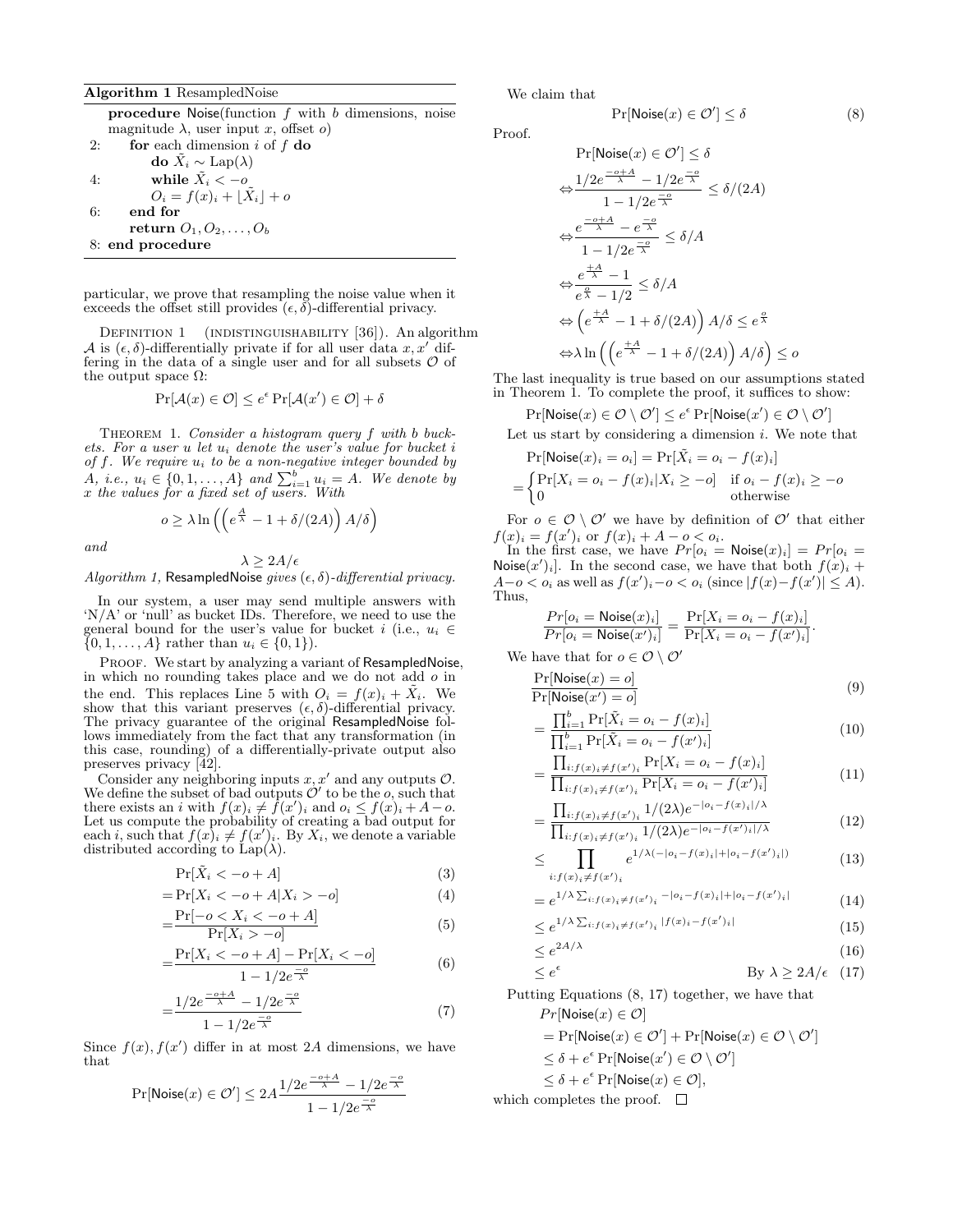**Algorithm 1** ResampledNoise

```
  procedure Noise(function f with b dimensions, noise
  magnitude λ, user input x, offset o)
2:    for each dimension i of f do
          do X̃_i ~ Lap(λ)
4:        while X̃_i < −o
          O_i = f(x)_i + ⌊X̃_i⌋ + o
6:    end for
      return O_1, O_2, ..., O_b
8: end procedure
```

particular, we prove that resampling the noise value when it exceeds the offset still provides $(\epsilon, \delta)$-differential privacy.

DEFINITION 1 (INDISTINGUISHABILITY [36]). An algorithm $\mathcal{A}$ is $(\epsilon, \delta)$-differentially private if for all user data $x, x'$ differing in the data of a single user and for all subsets $\mathcal{O}$ of the output space $\Omega$:

$$\Pr[\mathcal{A}(x) \in \mathcal{O}] \leq e^{\epsilon} \Pr[\mathcal{A}(x') \in \mathcal{O}] + \delta$$

THEOREM 1. *Consider a histogram query $f$ with $b$ buckets. For a user $u$ let $u_i$ denote the user's value for bucket $i$ of $f$. We require $u_i$ to be a non-negative integer bounded by $A$, i.e., $u_i \in \{0, 1, \ldots, A\}$ and $\sum_{i=1}^{b} u_i = A$. We denote by $x$ the values for a fixed set of users. With*

$$o \geq \lambda \ln\left(\left(e^{\frac{A}{\lambda}} - 1 + \delta/(2A)\right) A/\delta\right)$$

*and*

$$\lambda \geq 2A/\epsilon$$

*Algorithm 1,* ResampledNoise *gives $(\epsilon, \delta)$-differential privacy.*

In our system, a user may send multiple answers with 'N/A' or 'null' as bucket IDs. Therefore, we need to use the general bound for the user's value for bucket $i$ (i.e., $u_i \in \{0, 1, \ldots, A\}$ rather than $u_i \in \{0, 1\}$).

PROOF. We start by analyzing a variant of ResampledNoise, in which no rounding takes place and we do not add $o$ in the end. This replaces Line 5 with $O_i = f(x)_i + \tilde{X}_i$. We show that this variant preserves $(\epsilon, \delta)$-differential privacy. The privacy guarantee of the original ResampledNoise follows immediately from the fact that any transformation (in this case, rounding) of a differentially-private output also preserves privacy [42].

Consider any neighboring inputs $x, x'$ and any outputs $\mathcal{O}$. We define the subset of bad outputs $\mathcal{O}'$ to be the $o$, such that there exists an $i$ with $f(x)_i \neq f(x')_i$ and $o_i \leq f(x)_i + A - o$. Let us compute the probability of creating a bad output for each $i$, such that $f(x)_i \neq f(x')_i$. By $X_i$, we denote a variable distributed according to $\mathrm{Lap}(\lambda)$.

$$\Pr[\tilde{X}_i < -o + A] \tag{3}$$

$$= \Pr[X_i < -o + A | X_i > -o] \tag{4}$$

$$= \frac{\Pr[-o < X_i < -o + A]}{\Pr[X_i > -o]} \tag{5}$$

$$= \frac{\Pr[X_i < -o + A] - \Pr[X_i < -o]}{1 - 1/2e^{\frac{-o}{\lambda}}} \tag{6}$$

$$= \frac{1/2e^{\frac{-o+A}{\lambda}} - 1/2e^{\frac{-o}{\lambda}}}{1 - 1/2e^{\frac{-o}{\lambda}}} \tag{7}$$

Since $f(x), f(x')$ differ in at most $2A$ dimensions, we have that

$$\Pr[\mathsf{Noise}(x) \in \mathcal{O}'] \leq 2A \frac{1/2e^{\frac{-o+A}{\lambda}} - 1/2e^{\frac{-o}{\lambda}}}{1 - 1/2e^{\frac{-o}{\lambda}}}$$

We claim that

$$\Pr[\mathsf{Noise}(x) \in \mathcal{O}'] \leq \delta \tag{8}$$

Proof.

$$\Pr[\mathsf{Noise}(x) \in \mathcal{O}'] \leq \delta$$

$$\Leftrightarrow \frac{1/2e^{\frac{-o+A}{\lambda}} - 1/2e^{\frac{-o}{\lambda}}}{1 - 1/2e^{\frac{-o}{\lambda}}} \leq \delta/(2A)$$

$$\Leftrightarrow \frac{e^{\frac{-o+A}{\lambda}} - e^{\frac{-o}{\lambda}}}{1 - 1/2e^{\frac{-o}{\lambda}}} \leq \delta/A$$

$$\Leftrightarrow \frac{e^{\frac{+A}{\lambda}} - 1}{e^{\frac{o}{\lambda}} - 1/2} \leq \delta/A$$

$$\Leftrightarrow \left(e^{\frac{+A}{\lambda}} - 1 + \delta/(2A)\right) A/\delta \leq e^{\frac{o}{\lambda}}$$

$$\Leftrightarrow \lambda \ln\left(\left(e^{\frac{+A}{\lambda}} - 1 + \delta/(2A)\right) A/\delta\right) \leq o$$

The last inequality is true based on our assumptions stated in Theorem 1. To complete the proof, it suffices to show:

$$\Pr[\mathsf{Noise}(x) \in \mathcal{O} \setminus \mathcal{O}'] \leq e^{\epsilon} \Pr[\mathsf{Noise}(x') \in \mathcal{O} \setminus \mathcal{O}']$$

Let us start by considering a dimension $i$. We note that

$$\Pr[\mathsf{Noise}(x)_i = o_i] = \Pr[\tilde{X}_i = o_i - f(x)_i]$$

$$= \begin{cases} \Pr[X_i = o_i - f(x)_i | X_i \geq -o] & \text{if } o_i - f(x)_i \geq -o \\ 0 & \text{otherwise} \end{cases}$$

For $o \in \mathcal{O} \setminus \mathcal{O}'$ we have by definition of $\mathcal{O}'$ that either $f(x)_i = f(x')_i$ or $f(x)_i + A - o < o_i$.

In the first case, we have $Pr[o_i = \mathsf{Noise}(x)_i] = Pr[o_i = \mathsf{Noise}(x')_i]$. In the second case, we have that both $f(x)_i + A - o < o_i$ as well as $f(x')_i - o < o_i$ (since $|f(x) - f(x')| \leq A$). Thus,

$$\frac{Pr[o_i = \mathsf{Noise}(x)_i]}{Pr[o_i = \mathsf{Noise}(x')_i]} = \frac{\Pr[X_i = o_i - f(x)_i]}{\Pr[X_i = o_i - f(x')_i]}.$$

We have that for $o \in \mathcal{O} \setminus \mathcal{O}'$

$$\frac{\Pr[\mathsf{Noise}(x) = o]}{\Pr[\mathsf{Noise}(x') = o]} \tag{9}$$

$$= \frac{\prod_{i=1}^{b} \Pr[\tilde{X}_i = o_i - f(x)_i]}{\prod_{i=1}^{b} \Pr[\tilde{X}_i = o_i - f(x')_i]} \tag{10}$$

$$= \frac{\prod_{i: f(x)_i \neq f(x')_i} \Pr[X_i = o_i - f(x)_i]}{\prod_{i: f(x)_i \neq f(x')_i} \Pr[X_i = o_i - f(x')_i]} \tag{11}$$

$$= \frac{\prod_{i: f(x)_i \neq f(x')_i} 1/(2\lambda) e^{-|o_i - f(x)_i|/\lambda}}{\prod_{i: f(x)_i \neq f(x')_i} 1/(2\lambda) e^{-|o_i - f(x')_i|/\lambda}} \tag{12}$$

$$\leq \prod_{i: f(x)_i \neq f(x')_i} e^{1/\lambda(-|o_i - f(x)_i| + |o_i - f(x')_i|)} \tag{13}$$

$$= e^{1/\lambda \sum_{i: f(x)_i \neq f(x')_i} -|o_i - f(x)_i| + |o_i - f(x')_i|} \tag{14}$$

$$\leq e^{1/\lambda \sum_{i: f(x)_i \neq f(x')_i} |f(x)_i - f(x')_i|} \tag{15}$$

$$\leq e^{2A/\lambda} \tag{16}$$

$$\leq e^{\epsilon} \qquad \text{By } \lambda \geq 2A/\epsilon \tag{17}$$

Putting Equations (8, 17) together, we have that

$$Pr[\mathsf{Noise}(x) \in \mathcal{O}]$$

$$= \Pr[\mathsf{Noise}(x) \in \mathcal{O}'] + \Pr[\mathsf{Noise}(x) \in \mathcal{O} \setminus \mathcal{O}']$$

$$\leq \delta + e^{\epsilon} \Pr[\mathsf{Noise}(x') \in \mathcal{O} \setminus \mathcal{O}']$$

$$\leq \delta + e^{\epsilon} \Pr[\mathsf{Noise}(x) \in \mathcal{O}],$$

which completes the proof. $\square$